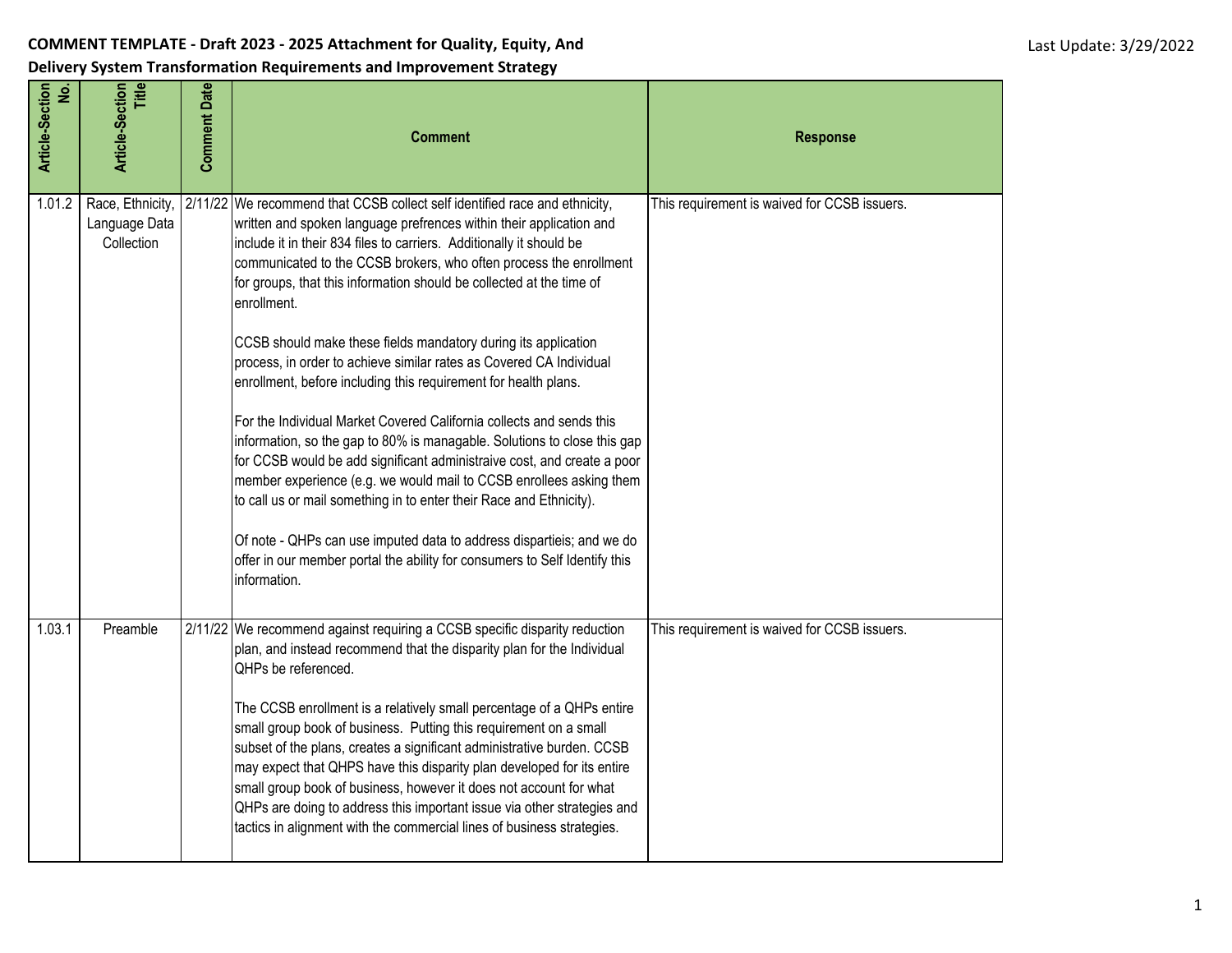**COMMENT TEMPLATE - Draft 2023 - 2025 Attachment for Quality, Equity, And Delivery System Transformation Requirements and Improvement Strategy**

Last Update: 3/29/2022

| Article-Section No. | Article-Section Title | Comment Date | Comment | Response |
|---|---|---|---|---|
| 1.01.2 | Race, Ethnicity, Language Data Collection | 2/11/22 | We recommend that CCSB collect self identified race and ethnicity, written and spoken language prefrences within their application and include it in their 834 files to carriers. Additionally it should be communicated to the CCSB brokers, who often process the enrollment for groups, that this information should be collected at the time of enrollment.<br><br>CCSB should make these fields mandatory during its application process, in order to achieve similar rates as Covered CA Individual enrollment, before including this requirement for health plans.<br><br>For the Individual Market Covered California collects and sends this information, so the gap to 80% is managable. Solutions to close this gap for CCSB would be add significant administraive cost, and create a poor member experience (e.g. we would mail to CCSB enrollees asking them to call us or mail something in to enter their Race and Ethnicity).<br><br>Of note - QHPs can use imputed data to address dispartieis; and we do offer in our member portal the ability for consumers to Self Identify this information. | This requirement is waived for CCSB issuers. |
| 1.03.1 | Preamble | 2/11/22 | We recommend against requiring a CCSB specific disparity reduction plan, and instead recommend that the disparity plan for the Individual QHPs be referenced.<br><br>The CCSB enrollment is a relatively small percentage of a QHPs entire small group book of business. Putting this requirement on a small subset of the plans, creates a significant administrative burden. CCSB may expect that QHPS have this disparity plan developed for its entire small group book of business, however it does not account for what QHPs are doing to address this important issue via other strategies and tactics in alignment with the commercial lines of business strategies. | This requirement is waived for CCSB issuers. |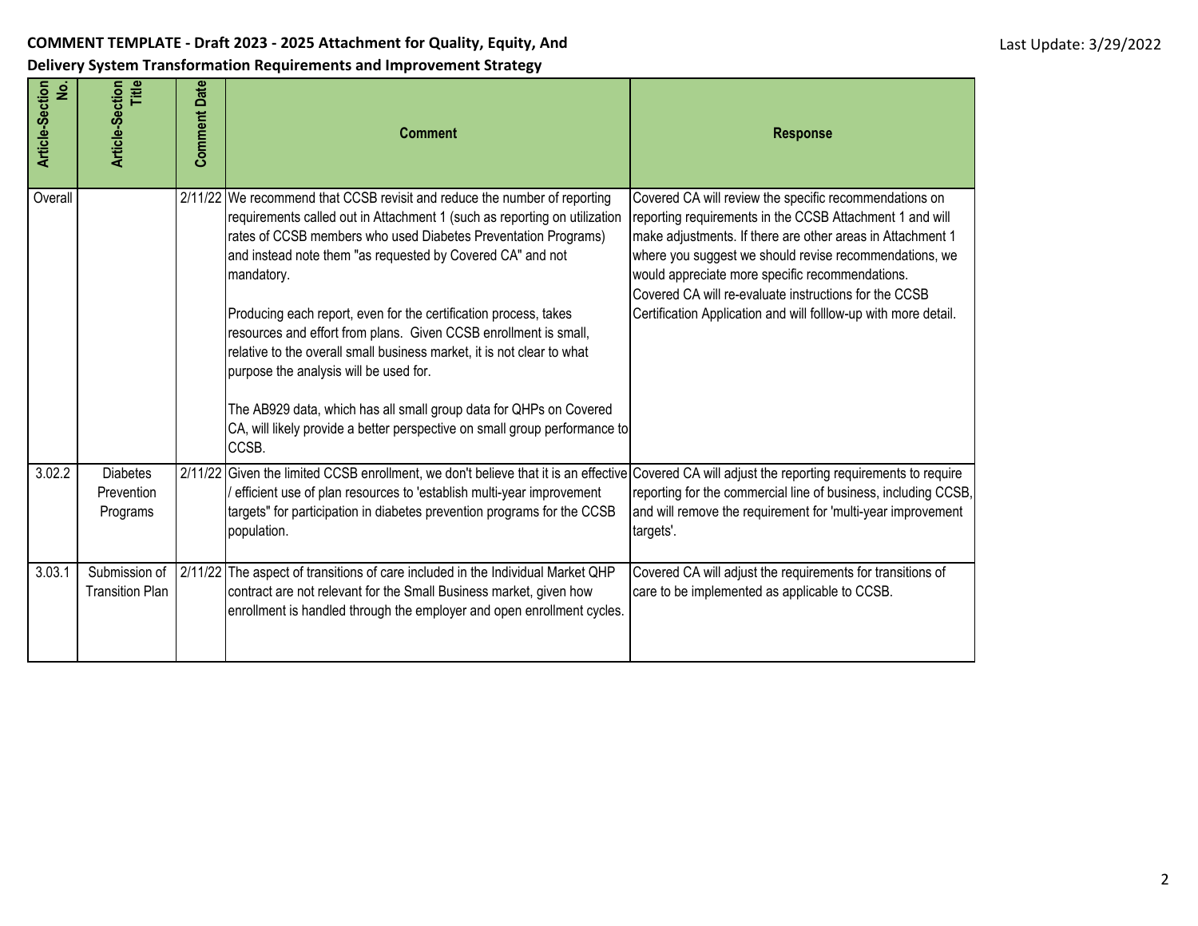**COMMENT TEMPLATE - Draft 2023 - 2025 Attachment for Quality, Equity, And Delivery System Transformation Requirements and Improvement Strategy**

Last Update: 3/29/2022

| Article-Section No. | Article-Section Title | Comment Date | Comment | Response |
|---|---|---|---|---|
| Overall | | 2/11/22 | We recommend that CCSB revisit and reduce the number of reporting requirements called out in Attachment 1 (such as reporting on utilization rates of CCSB members who used Diabetes Preventation Programs) and instead note them "as requested by Covered CA" and not mandatory.<br><br>Producing each report, even for the certification process, takes resources and effort from plans. Given CCSB enrollment is small, relative to the overall small business market, it is not clear to what purpose the analysis will be used for.<br><br>The AB929 data, which has all small group data for QHPs on Covered CA, will likely provide a better perspective on small group performance to CCSB. | Covered CA will review the specific recommendations on reporting requirements in the CCSB Attachment 1 and will make adjustments. If there are other areas in Attachment 1 where you suggest we should revise recommendations, we would appreciate more specific recommendations.<br>Covered CA will re-evaluate instructions for the CCSB Certification Application and will folllow-up with more detail. |
| 3.02.2 | Diabetes Prevention Programs | 2/11/22 | Given the limited CCSB enrollment, we don't believe that it is an effective / efficient use of plan resources to 'establish multi-year improvement targets" for participation in diabetes prevention programs for the CCSB population. | Covered CA will adjust the reporting requirements to require reporting for the commercial line of business, including CCSB, and will remove the requirement for 'multi-year improvement targets'. |
| 3.03.1 | Submission of Transition Plan | 2/11/22 | The aspect of transitions of care included in the Individual Market QHP contract are not relevant for the Small Business market, given how enrollment is handled through the employer and open enrollment cycles. | Covered CA will adjust the requirements for transitions of care to be implemented as applicable to CCSB. |